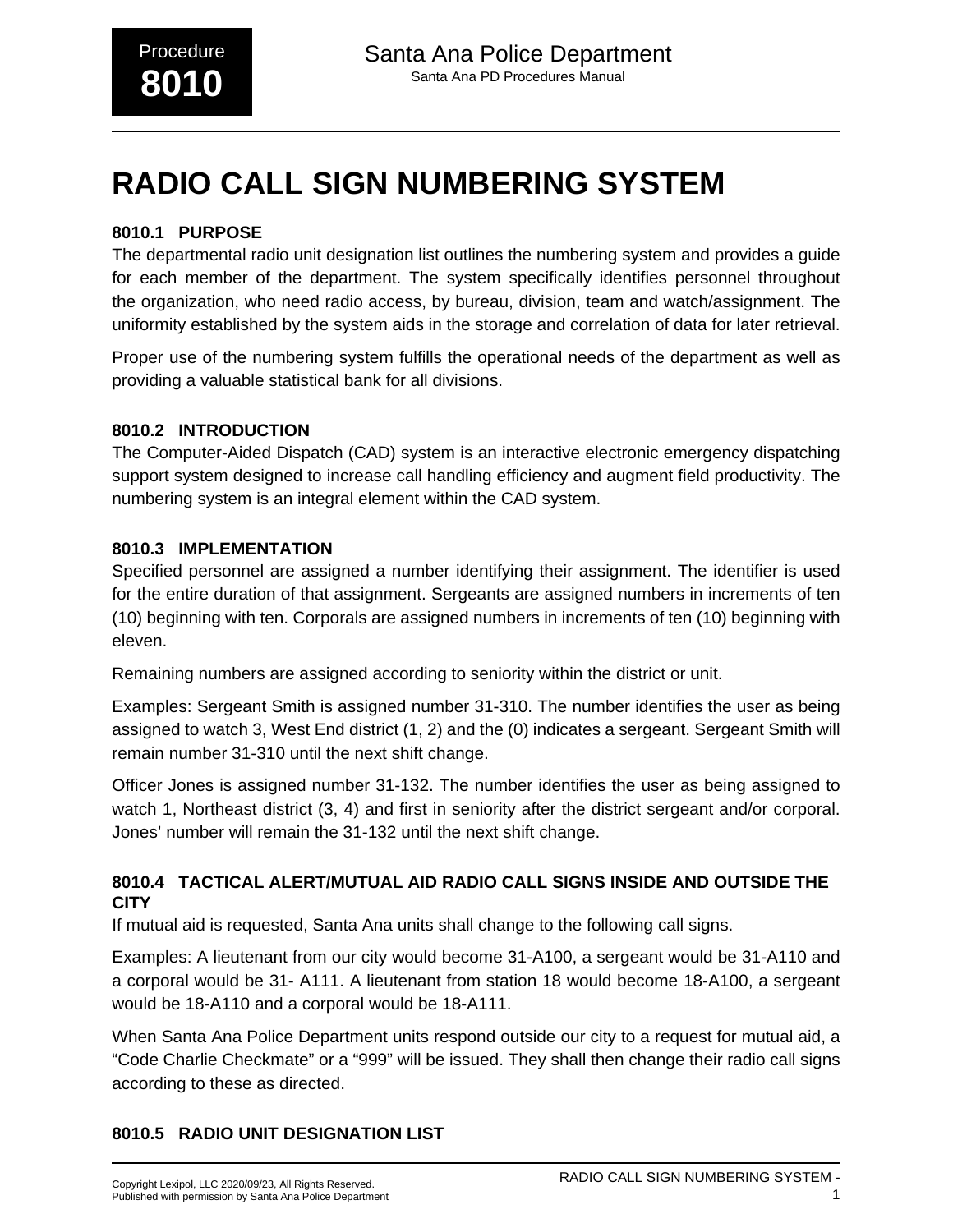# RADIO CALL SIGN NUMBERING SYSTEM

### 8010.1 PURPOSE

The departmental radio unit designation list outlines the numbering system and provides a guide for each member of the department. The system specifically identifies personnel throughout the organization, who need radio access, by bureau, division, team and watch/assignment. The uniformity established by the system aids in the storage and correlation of data for later retrieval.

Proper use of the numbering system fulfills the operational needs of the department as well as providing a valuable statistical bank for all divisions.

### 8010.2 INTRODUCTION

The Computer-Aided Dispatch (CAD) system is an interactive electronic emergency dispatching support system designed to increase call handling efficiency and augment field productivity. The numbering system is an integral element within the CAD system.

### 8010.3 IMPLEMENTATION

Specified personnel are assigned a number identifying their assignment. The identifier is used for the entire duration of that assignment. Sergeants are assigned numbers in increments of ten (10) beginning with ten. Corporals are assigned numbers in increments of ten (10) beginning with eleven.

Remaining numbers are assigned according to seniority within the district or unit.

Examples: Sergeant Smith is assigned number 31-310. The number identifies the user as being assigned to watch 3, West End district (1, 2) and the (0) indicates a sergeant. Sergeant Smith will remain number 31-310 until the next shift change.

Officer Jones is assigned number 31-132. The number identifies the user as being assigned to watch 1, Northeast district (3, 4) and first in seniority after the district sergeant and/or corporal. Jones' number will remain the 31-132 until the next shift change.

### 8010.4 TACTICAL ALERT/MUTUAL AID RADIO CALL SIGNS INSIDE AND OUTSIDE THE CITY

If mutual aid is requested, Santa Ana units shall change to the following call signs.

Examples: A lieutenant from our city would become 31-A100, a sergeant would be 31-A110 and a corporal would be 31- A111. A lieutenant from station 18 would become 18-A100, a sergeant would be 18-A110 and a corporal would be 18-A111.

When Santa Ana Police Department units respond outside our city to a request for mutual aid, a "Code Charlie Checkmate" or a "999" will be issued. They shall then change their radio call signs according to these as directed.

### 8010.5 RADIO UNIT DESIGNATION LIST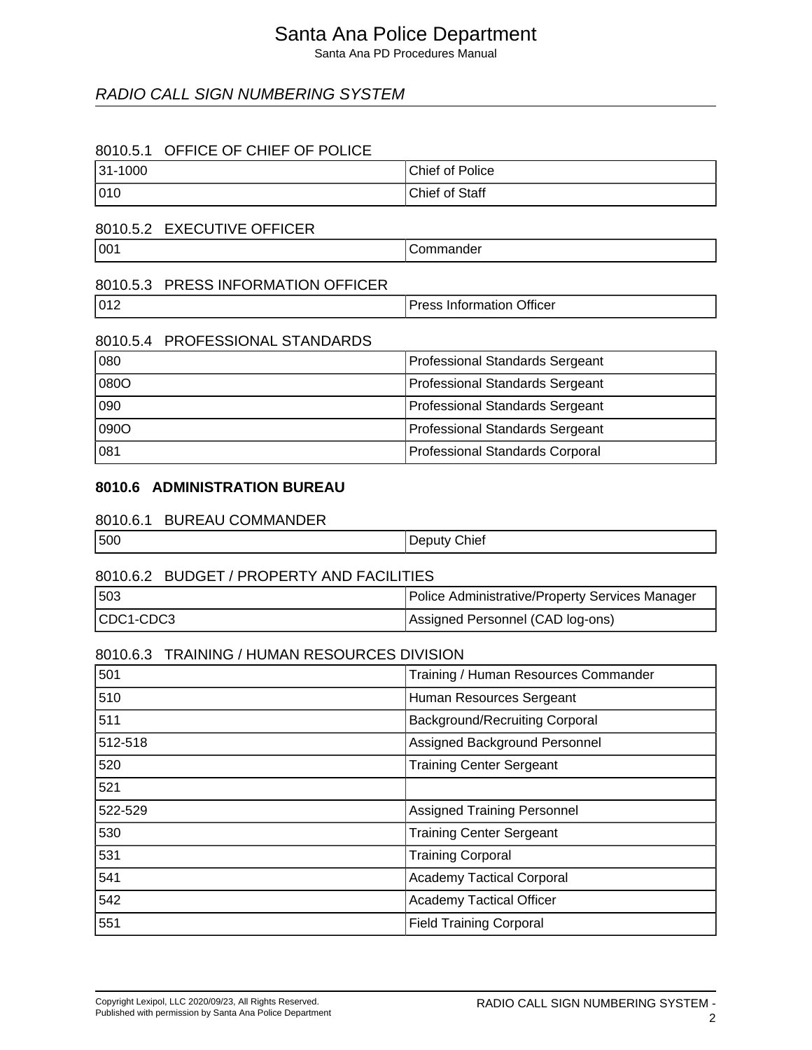## RADIO CALL SIGN NUMBERING SYSTEM

### 8010.5.1 OFFICE OF CHIEF OF POLICE

| | |
|---|---|
| 31-1000 | Chief of Police |
| 010 | Chief of Staff |

### 8010.5.2 EXECUTIVE OFFICER

| | |
|---|---|
| 001 | Commander |

### 8010.5.3 PRESS INFORMATION OFFICER

| | |
|---|---|
| 012 | Press Information Officer |

### 8010.5.4 PROFESSIONAL STANDARDS

| | |
|---|---|
| 080 | Professional Standards Sergeant |
| 080O | Professional Standards Sergeant |
| 090 | Professional Standards Sergeant |
| 090O | Professional Standards Sergeant |
| 081 | Professional Standards Corporal |

## 8010.6 ADMINISTRATION BUREAU

### 8010.6.1 BUREAU COMMANDER

| | |
|---|---|
| 500 | Deputy Chief |

### 8010.6.2 BUDGET / PROPERTY AND FACILITIES

| | |
|---|---|
| 503 | Police Administrative/Property Services Manager |
| CDC1-CDC3 | Assigned Personnel (CAD log-ons) |

### 8010.6.3 TRAINING / HUMAN RESOURCES DIVISION

| | |
|---|---|
| 501 | Training / Human Resources Commander |
| 510 | Human Resources Sergeant |
| 511 | Background/Recruiting Corporal |
| 512-518 | Assigned Background Personnel |
| 520 | Training Center Sergeant |
| 521 | |
| 522-529 | Assigned Training Personnel |
| 530 | Training Center Sergeant |
| 531 | Training Corporal |
| 541 | Academy Tactical Corporal |
| 542 | Academy Tactical Officer |
| 551 | Field Training Corporal |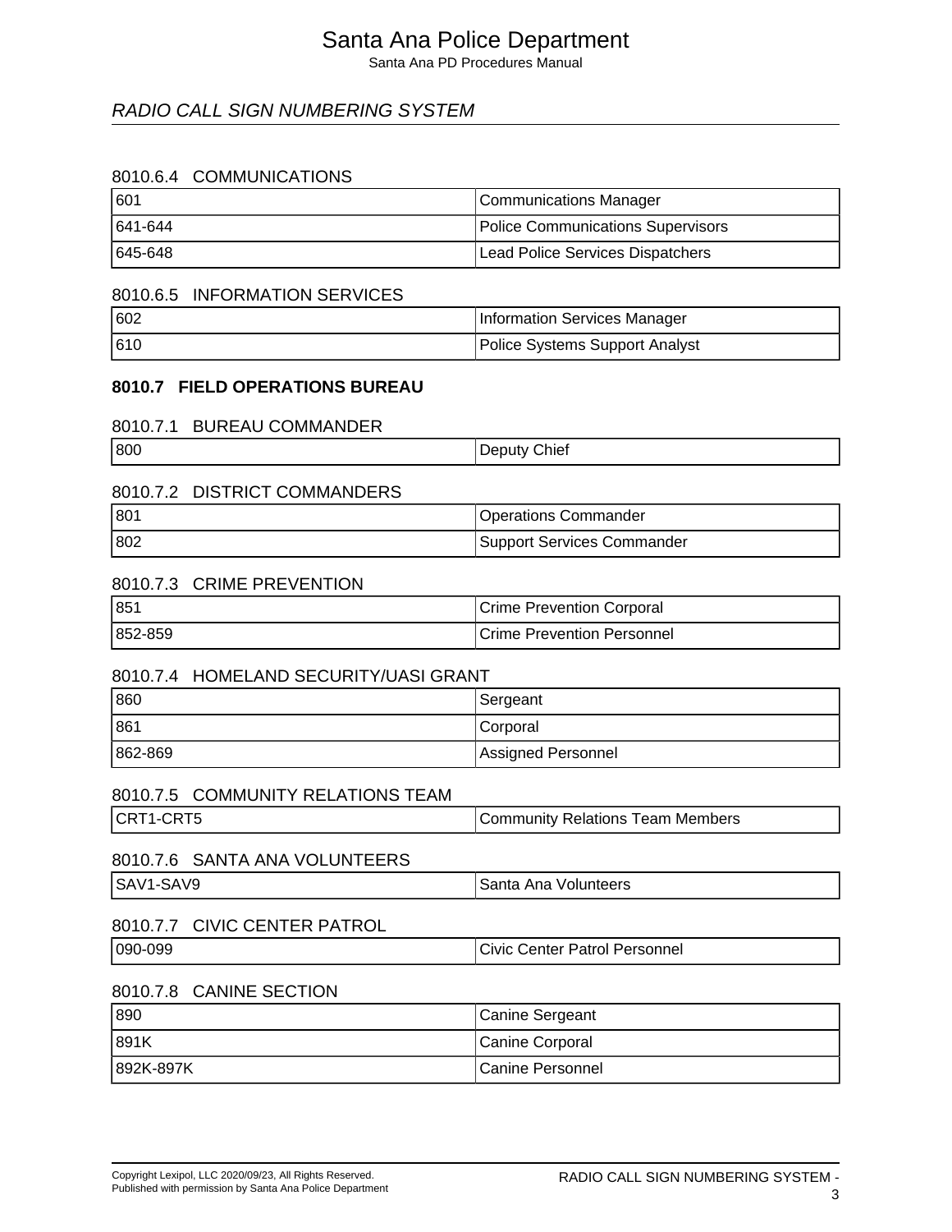### 8010.6.4 COMMUNICATIONS

| | |
|---|---|
| 601 | Communications Manager |
| 641-644 | Police Communications Supervisors |
| 645-648 | Lead Police Services Dispatchers |

### 8010.6.5 INFORMATION SERVICES

| | |
|---|---|
| 602 | Information Services Manager |
| 610 | Police Systems Support Analyst |

## 8010.7 FIELD OPERATIONS BUREAU

### 8010.7.1 BUREAU COMMANDER

| | |
|---|---|
| 800 | Deputy Chief |

### 8010.7.2 DISTRICT COMMANDERS

| | |
|---|---|
| 801 | Operations Commander |
| 802 | Support Services Commander |

### 8010.7.3 CRIME PREVENTION

| | |
|---|---|
| 851 | Crime Prevention Corporal |
| 852-859 | Crime Prevention Personnel |

### 8010.7.4 HOMELAND SECURITY/UASI GRANT

| | |
|---|---|
| 860 | Sergeant |
| 861 | Corporal |
| 862-869 | Assigned Personnel |

### 8010.7.5 COMMUNITY RELATIONS TEAM

| | |
|---|---|
| CRT1-CRT5 | Community Relations Team Members |

### 8010.7.6 SANTA ANA VOLUNTEERS

| | |
|---|---|
| SAV1-SAV9 | Santa Ana Volunteers |

### 8010.7.7 CIVIC CENTER PATROL

| | |
|---|---|
| 090-099 | Civic Center Patrol Personnel |

### 8010.7.8 CANINE SECTION

| | |
|---|---|
| 890 | Canine Sergeant |
| 891K | Canine Corporal |
| 892K-897K | Canine Personnel |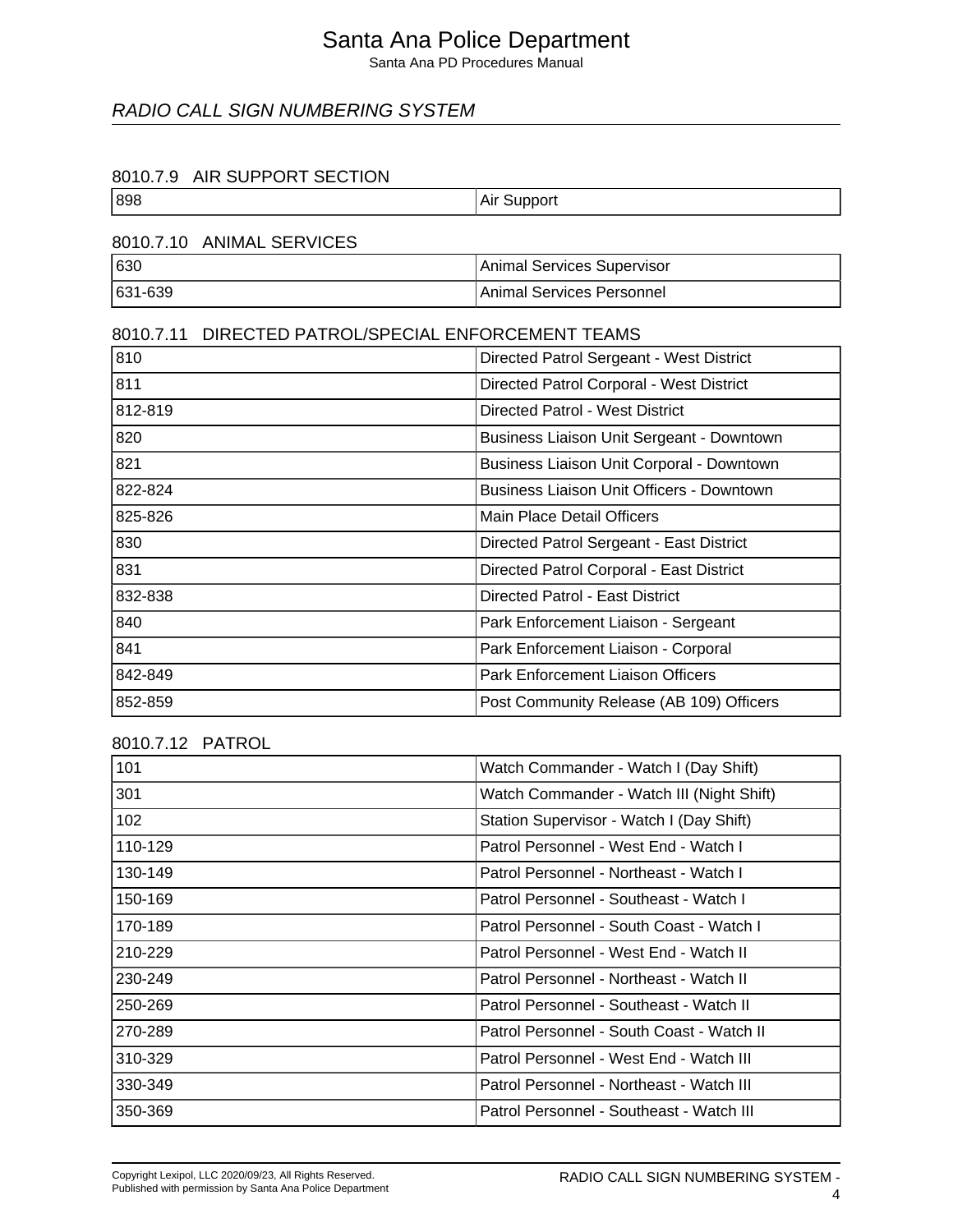## RADIO CALL SIGN NUMBERING SYSTEM

### 8010.7.9 AIR SUPPORT SECTION

| | |
|---|---|
| 898 | Air Support |

### 8010.7.10 ANIMAL SERVICES

| | |
|---|---|
| 630 | Animal Services Supervisor |
| 631-639 | Animal Services Personnel |

### 8010.7.11 DIRECTED PATROL/SPECIAL ENFORCEMENT TEAMS

| | |
|---|---|
| 810 | Directed Patrol Sergeant - West District |
| 811 | Directed Patrol Corporal - West District |
| 812-819 | Directed Patrol - West District |
| 820 | Business Liaison Unit Sergeant - Downtown |
| 821 | Business Liaison Unit Corporal - Downtown |
| 822-824 | Business Liaison Unit Officers - Downtown |
| 825-826 | Main Place Detail Officers |
| 830 | Directed Patrol Sergeant - East District |
| 831 | Directed Patrol Corporal - East District |
| 832-838 | Directed Patrol - East District |
| 840 | Park Enforcement Liaison - Sergeant |
| 841 | Park Enforcement Liaison - Corporal |
| 842-849 | Park Enforcement Liaison Officers |
| 852-859 | Post Community Release (AB 109) Officers |

### 8010.7.12 PATROL

| | |
|---|---|
| 101 | Watch Commander - Watch I (Day Shift) |
| 301 | Watch Commander - Watch III (Night Shift) |
| 102 | Station Supervisor - Watch I (Day Shift) |
| 110-129 | Patrol Personnel - West End - Watch I |
| 130-149 | Patrol Personnel - Northeast - Watch I |
| 150-169 | Patrol Personnel - Southeast - Watch I |
| 170-189 | Patrol Personnel - South Coast - Watch I |
| 210-229 | Patrol Personnel - West End - Watch II |
| 230-249 | Patrol Personnel - Northeast - Watch II |
| 250-269 | Patrol Personnel - Southeast - Watch II |
| 270-289 | Patrol Personnel - South Coast - Watch II |
| 310-329 | Patrol Personnel - West End - Watch III |
| 330-349 | Patrol Personnel - Northeast - Watch III |
| 350-369 | Patrol Personnel - Southeast - Watch III |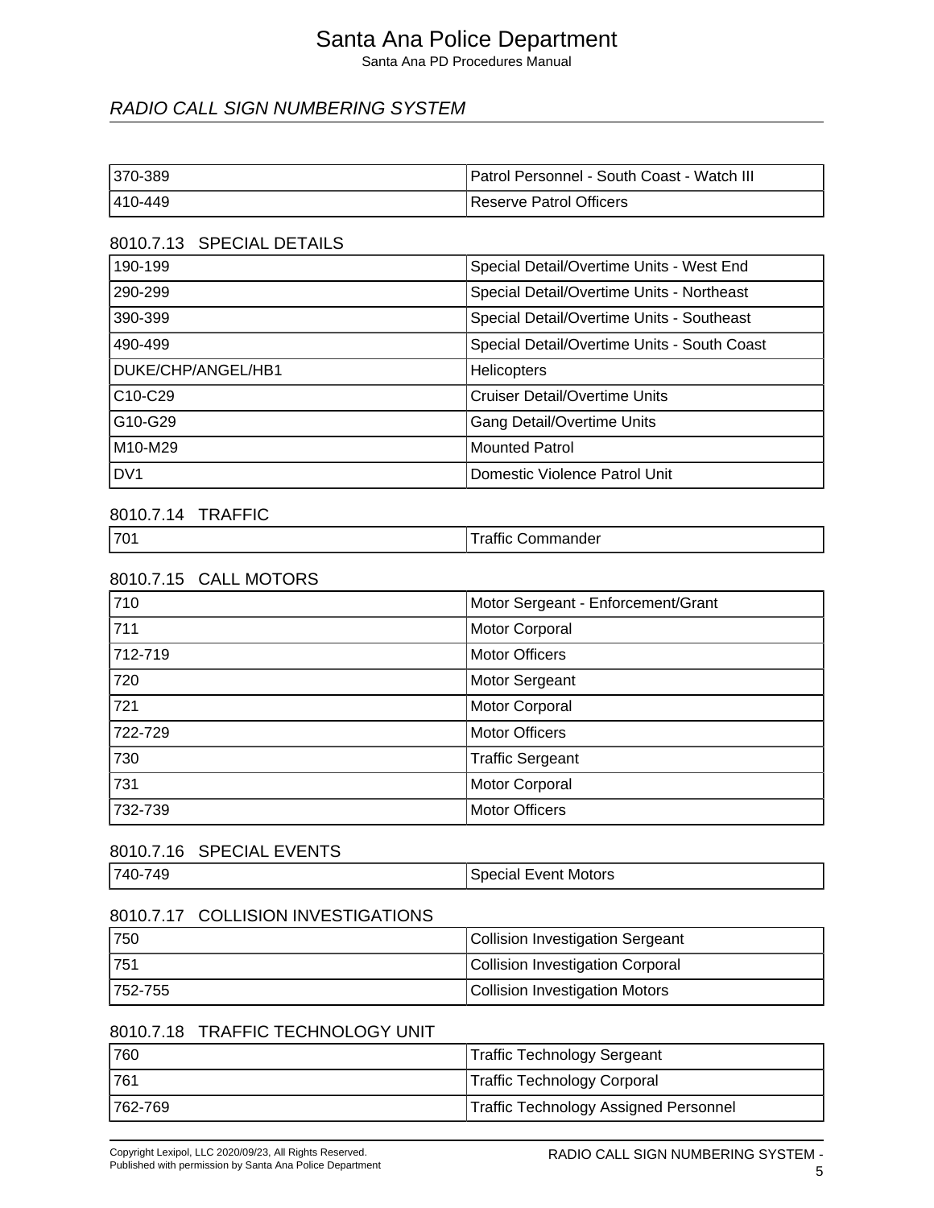| 370-389 | Patrol Personnel - South Coast - Watch III |
|---|---|
| 410-449 | Reserve Patrol Officers |

### 8010.7.13 SPECIAL DETAILS

| 190-199 | Special Detail/Overtime Units - West End |
|---|---|
| 290-299 | Special Detail/Overtime Units - Northeast |
| 390-399 | Special Detail/Overtime Units - Southeast |
| 490-499 | Special Detail/Overtime Units - South Coast |
| DUKE/CHP/ANGEL/HB1 | Helicopters |
| C10-C29 | Cruiser Detail/Overtime Units |
| G10-G29 | Gang Detail/Overtime Units |
| M10-M29 | Mounted Patrol |
| DV1 | Domestic Violence Patrol Unit |

### 8010.7.14 TRAFFIC

| 701 | Traffic Commander |
|---|---|

### 8010.7.15 CALL MOTORS

| 710 | Motor Sergeant - Enforcement/Grant |
|---|---|
| 711 | Motor Corporal |
| 712-719 | Motor Officers |
| 720 | Motor Sergeant |
| 721 | Motor Corporal |
| 722-729 | Motor Officers |
| 730 | Traffic Sergeant |
| 731 | Motor Corporal |
| 732-739 | Motor Officers |

### 8010.7.16 SPECIAL EVENTS

| 740-749 | Special Event Motors |
|---|---|

### 8010.7.17 COLLISION INVESTIGATIONS

| 750 | Collision Investigation Sergeant |
|---|---|
| 751 | Collision Investigation Corporal |
| 752-755 | Collision Investigation Motors |

### 8010.7.18 TRAFFIC TECHNOLOGY UNIT

| 760 | Traffic Technology Sergeant |
|---|---|
| 761 | Traffic Technology Corporal |
| 762-769 | Traffic Technology Assigned Personnel |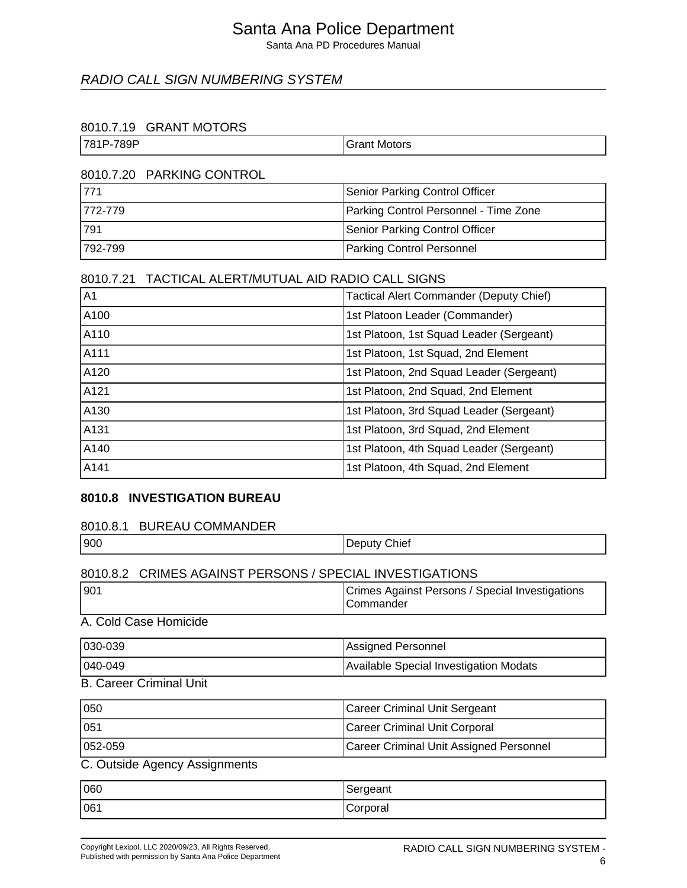## RADIO CALL SIGN NUMBERING SYSTEM

### 8010.7.19 GRANT MOTORS

| | |
|---|---|
| 781P-789P | Grant Motors |

### 8010.7.20 PARKING CONTROL

| | |
|---|---|
| 771 | Senior Parking Control Officer |
| 772-779 | Parking Control Personnel - Time Zone |
| 791 | Senior Parking Control Officer |
| 792-799 | Parking Control Personnel |

### 8010.7.21 TACTICAL ALERT/MUTUAL AID RADIO CALL SIGNS

| | |
|---|---|
| A1 | Tactical Alert Commander (Deputy Chief) |
| A100 | 1st Platoon Leader (Commander) |
| A110 | 1st Platoon, 1st Squad Leader (Sergeant) |
| A111 | 1st Platoon, 1st Squad, 2nd Element |
| A120 | 1st Platoon, 2nd Squad Leader (Sergeant) |
| A121 | 1st Platoon, 2nd Squad, 2nd Element |
| A130 | 1st Platoon, 3rd Squad Leader (Sergeant) |
| A131 | 1st Platoon, 3rd Squad, 2nd Element |
| A140 | 1st Platoon, 4th Squad Leader (Sergeant) |
| A141 | 1st Platoon, 4th Squad, 2nd Element |

## 8010.8 INVESTIGATION BUREAU

### 8010.8.1 BUREAU COMMANDER

| | |
|---|---|
| 900 | Deputy Chief |

### 8010.8.2 CRIMES AGAINST PERSONS / SPECIAL INVESTIGATIONS

| | |
|---|---|
| 901 | Crimes Against Persons / Special Investigations Commander |

A. Cold Case Homicide

| | |
|---|---|
| 030-039 | Assigned Personnel |
| 040-049 | Available Special Investigation Modats |

B. Career Criminal Unit

| | |
|---|---|
| 050 | Career Criminal Unit Sergeant |
| 051 | Career Criminal Unit Corporal |
| 052-059 | Career Criminal Unit Assigned Personnel |

C. Outside Agency Assignments

| | |
|---|---|
| 060 | Sergeant |
| 061 | Corporal |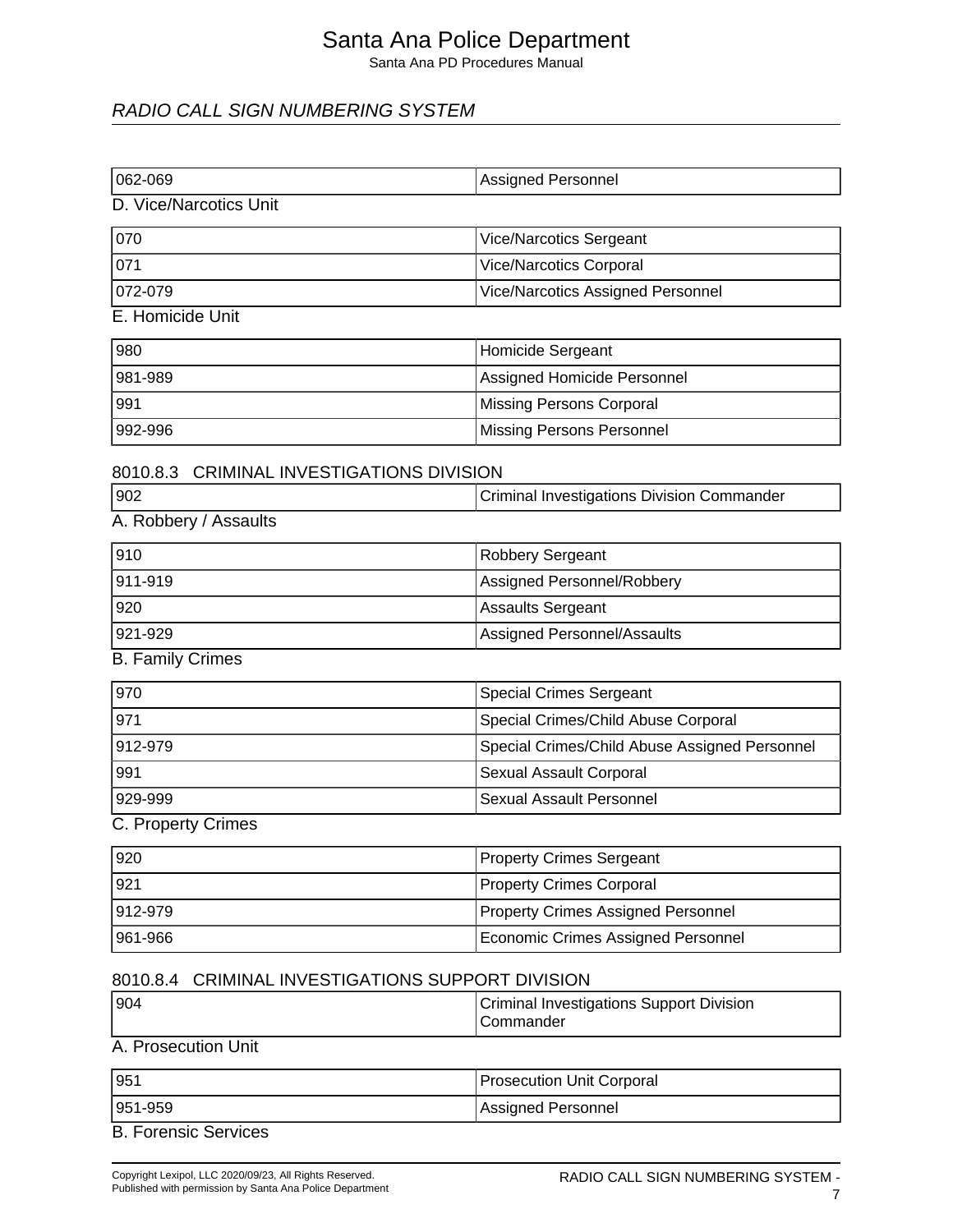| | |
|---|---|
| 062-069 | Assigned Personnel |

D. Vice/Narcotics Unit

| | |
|---|---|
| 070 | Vice/Narcotics Sergeant |
| 071 | Vice/Narcotics Corporal |
| 072-079 | Vice/Narcotics Assigned Personnel |

E. Homicide Unit

| | |
|---|---|
| 980 | Homicide Sergeant |
| 981-989 | Assigned Homicide Personnel |
| 991 | Missing Persons Corporal |
| 992-996 | Missing Persons Personnel |

### 8010.8.3 CRIMINAL INVESTIGATIONS DIVISION

| | |
|---|---|
| 902 | Criminal Investigations Division Commander |

A. Robbery / Assaults

| | |
|---|---|
| 910 | Robbery Sergeant |
| 911-919 | Assigned Personnel/Robbery |
| 920 | Assaults Sergeant |
| 921-929 | Assigned Personnel/Assaults |

B. Family Crimes

| | |
|---|---|
| 970 | Special Crimes Sergeant |
| 971 | Special Crimes/Child Abuse Corporal |
| 912-979 | Special Crimes/Child Abuse Assigned Personnel |
| 991 | Sexual Assault Corporal |
| 929-999 | Sexual Assault Personnel |

C. Property Crimes

| | |
|---|---|
| 920 | Property Crimes Sergeant |
| 921 | Property Crimes Corporal |
| 912-979 | Property Crimes Assigned Personnel |
| 961-966 | Economic Crimes Assigned Personnel |

### 8010.8.4 CRIMINAL INVESTIGATIONS SUPPORT DIVISION

| | |
|---|---|
| 904 | Criminal Investigations Support Division Commander |

A. Prosecution Unit

| | |
|---|---|
| 951 | Prosecution Unit Corporal |
| 951-959 | Assigned Personnel |

B. Forensic Services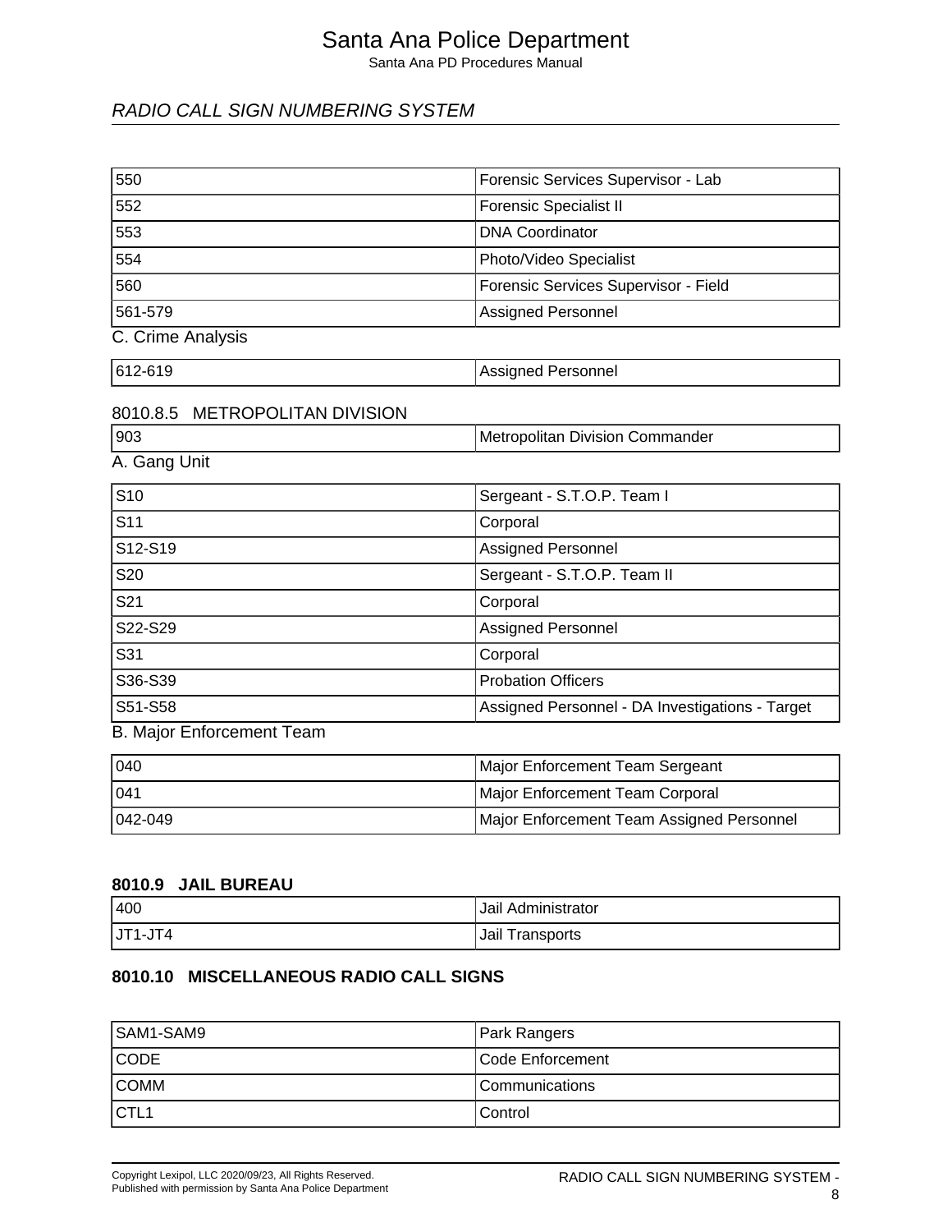| | |
|---|---|
| 550 | Forensic Services Supervisor - Lab |
| 552 | Forensic Specialist II |
| 553 | DNA Coordinator |
| 554 | Photo/Video Specialist |
| 560 | Forensic Services Supervisor - Field |
| 561-579 | Assigned Personnel |

C. Crime Analysis

| | |
|---|---|
| 612-619 | Assigned Personnel |

### 8010.8.5 METROPOLITAN DIVISION

| | |
|---|---|
| 903 | Metropolitan Division Commander |

A. Gang Unit

| | |
|---|---|
| S10 | Sergeant - S.T.O.P. Team I |
| S11 | Corporal |
| S12-S19 | Assigned Personnel |
| S20 | Sergeant - S.T.O.P. Team II |
| S21 | Corporal |
| S22-S29 | Assigned Personnel |
| S31 | Corporal |
| S36-S39 | Probation Officers |
| S51-S58 | Assigned Personnel - DA Investigations - Target |

B. Major Enforcement Team

| | |
|---|---|
| 040 | Major Enforcement Team Sergeant |
| 041 | Major Enforcement Team Corporal |
| 042-049 | Major Enforcement Team Assigned Personnel |

## 8010.9 JAIL BUREAU

| | |
|---|---|
| 400 | Jail Administrator |
| JT1-JT4 | Jail Transports |

## 8010.10 MISCELLANEOUS RADIO CALL SIGNS

| | |
|---|---|
| SAM1-SAM9 | Park Rangers |
| CODE | Code Enforcement |
| COMM | Communications |
| CTL1 | Control |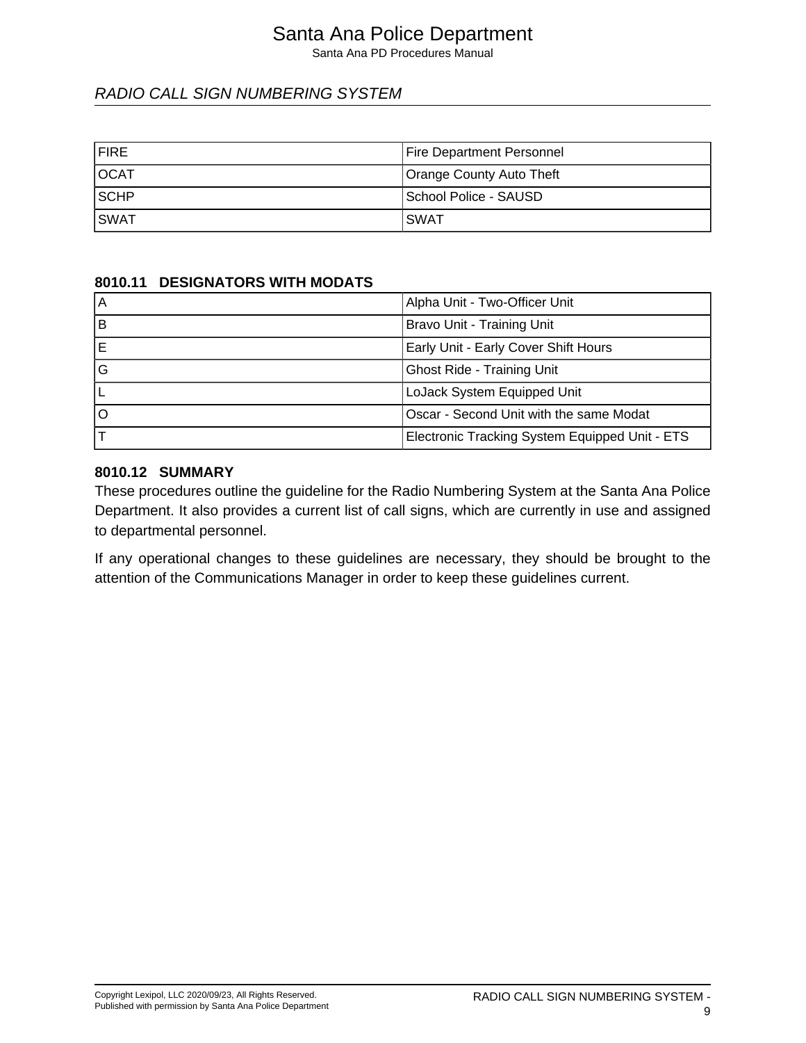| | |
|---|---|
| FIRE | Fire Department Personnel |
| OCAT | Orange County Auto Theft |
| SCHP | School Police - SAUSD |
| SWAT | SWAT |

### 8010.11 DESIGNATORS WITH MODATS

| | |
|---|---|
| A | Alpha Unit - Two-Officer Unit |
| B | Bravo Unit - Training Unit |
| E | Early Unit - Early Cover Shift Hours |
| G | Ghost Ride - Training Unit |
| L | LoJack System Equipped Unit |
| O | Oscar - Second Unit with the same Modat |
| T | Electronic Tracking System Equipped Unit - ETS |

### 8010.12 SUMMARY

These procedures outline the guideline for the Radio Numbering System at the Santa Ana Police Department. It also provides a current list of call signs, which are currently in use and assigned to departmental personnel.

If any operational changes to these guidelines are necessary, they should be brought to the attention of the Communications Manager in order to keep these guidelines current.